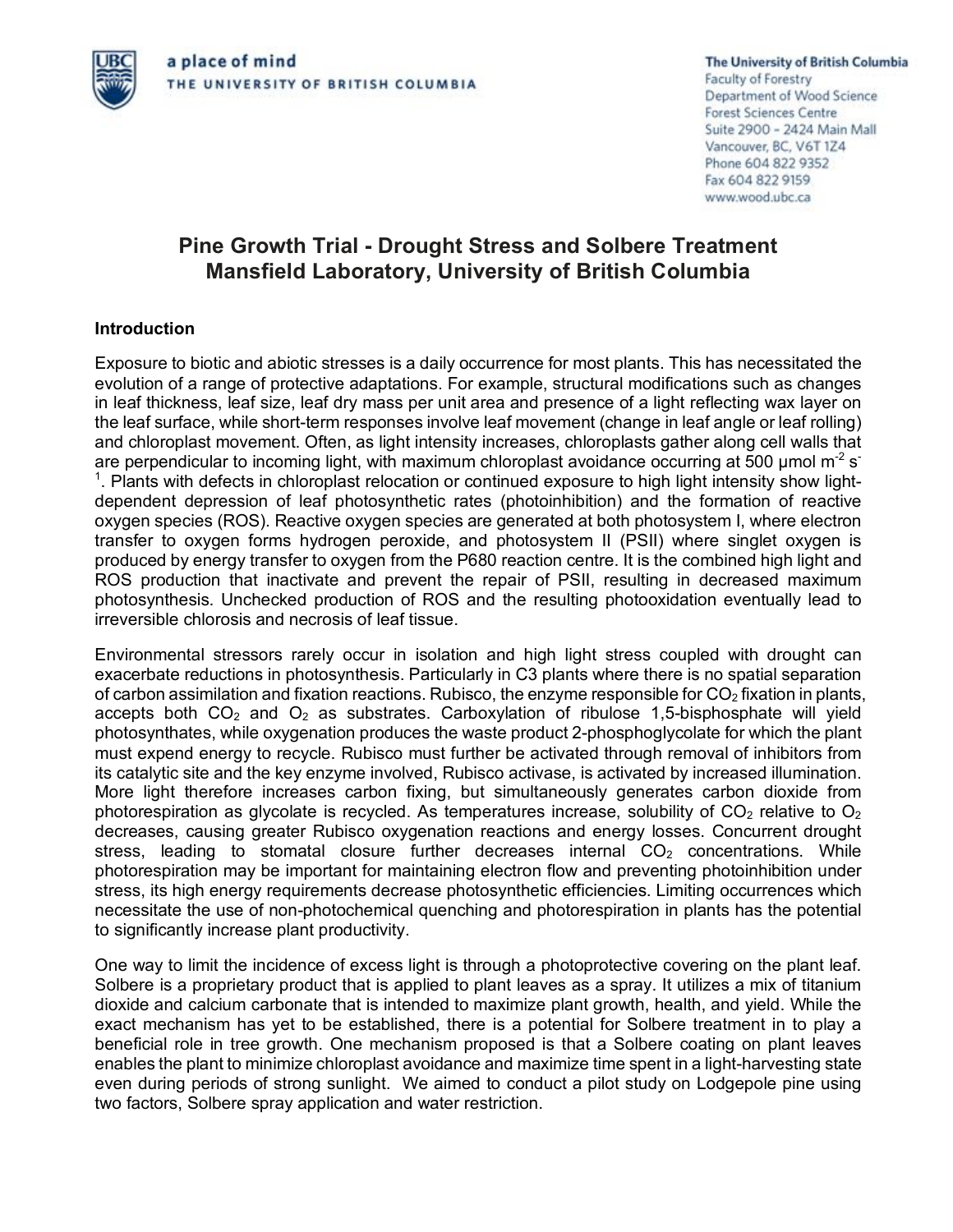a place of mind
THE UNIVERSITY OF BRITISH COLUMBIA

The University of British Columbia
Faculty of Forestry
Department of Wood Science
Forest Sciences Centre
Suite 2900 – 2424 Main Mall
Vancouver, BC, V6T 1Z4
Phone 604 822 9352
Fax 604 822 9159
www.wood.ubc.ca

# Pine Growth Trial - Drought Stress and Solbere Treatment
# Mansfield Laboratory, University of British Columbia

## Introduction

Exposure to biotic and abiotic stresses is a daily occurrence for most plants. This has necessitated the evolution of a range of protective adaptations. For example, structural modifications such as changes in leaf thickness, leaf size, leaf dry mass per unit area and presence of a light reflecting wax layer on the leaf surface, while short-term responses involve leaf movement (change in leaf angle or leaf rolling) and chloroplast movement. Often, as light intensity increases, chloroplasts gather along cell walls that are perpendicular to incoming light, with maximum chloroplast avoidance occurring at 500 µmol $m^{-2}$ $s^{-1}$. Plants with defects in chloroplast relocation or continued exposure to high light intensity show light-dependent depression of leaf photosynthetic rates (photoinhibition) and the formation of reactive oxygen species (ROS). Reactive oxygen species are generated at both photosystem I, where electron transfer to oxygen forms hydrogen peroxide, and photosystem II (PSII) where singlet oxygen is produced by energy transfer to oxygen from the P680 reaction centre. It is the combined high light and ROS production that inactivate and prevent the repair of PSII, resulting in decreased maximum photosynthesis. Unchecked production of ROS and the resulting photooxidation eventually lead to irreversible chlorosis and necrosis of leaf tissue.

Environmental stressors rarely occur in isolation and high light stress coupled with drought can exacerbate reductions in photosynthesis. Particularly in C3 plants where there is no spatial separation of carbon assimilation and fixation reactions. Rubisco, the enzyme responsible for $CO_2$ fixation in plants, accepts both $CO_2$ and $O_2$ as substrates. Carboxylation of ribulose 1,5-bisphosphate will yield photosynthates, while oxygenation produces the waste product 2-phosphoglycolate for which the plant must expend energy to recycle. Rubisco must further be activated through removal of inhibitors from its catalytic site and the key enzyme involved, Rubisco activase, is activated by increased illumination. More light therefore increases carbon fixing, but simultaneously generates carbon dioxide from photorespiration as glycolate is recycled. As temperatures increase, solubility of $CO_2$ relative to $O_2$ decreases, causing greater Rubisco oxygenation reactions and energy losses. Concurrent drought stress, leading to stomatal closure further decreases internal $CO_2$ concentrations. While photorespiration may be important for maintaining electron flow and preventing photoinhibition under stress, its high energy requirements decrease photosynthetic efficiencies. Limiting occurrences which necessitate the use of non-photochemical quenching and photorespiration in plants has the potential to significantly increase plant productivity.

One way to limit the incidence of excess light is through a photoprotective covering on the plant leaf. Solbere is a proprietary product that is applied to plant leaves as a spray. It utilizes a mix of titanium dioxide and calcium carbonate that is intended to maximize plant growth, health, and yield. While the exact mechanism has yet to be established, there is a potential for Solbere treatment in to play a beneficial role in tree growth. One mechanism proposed is that a Solbere coating on plant leaves enables the plant to minimize chloroplast avoidance and maximize time spent in a light-harvesting state even during periods of strong sunlight. We aimed to conduct a pilot study on Lodgepole pine using two factors, Solbere spray application and water restriction.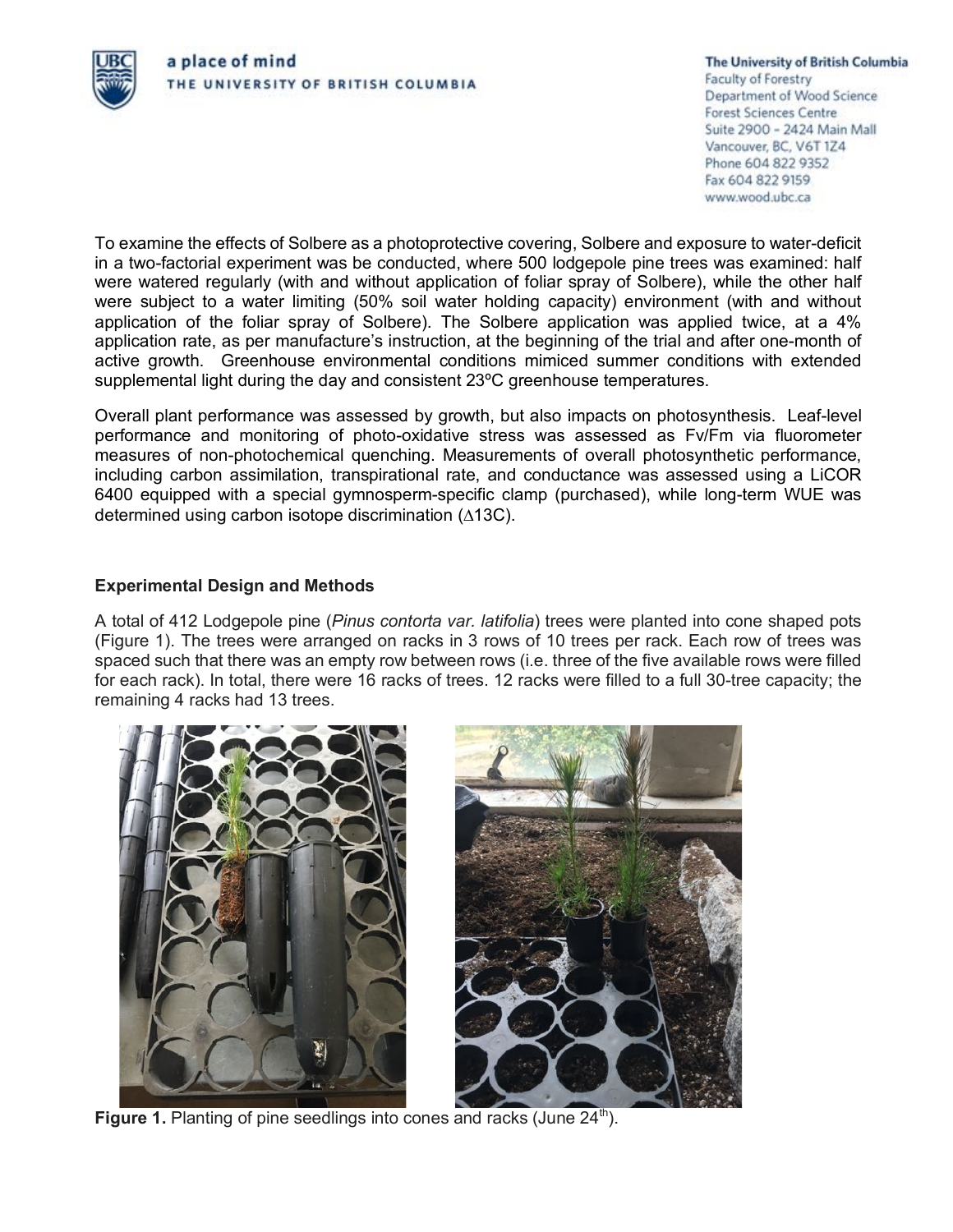To examine the effects of Solbere as a photoprotective covering, Solbere and exposure to water-deficit in a two-factorial experiment was be conducted, where 500 lodgepole pine trees was examined: half were watered regularly (with and without application of foliar spray of Solbere), while the other half were subject to a water limiting (50% soil water holding capacity) environment (with and without application of the foliar spray of Solbere). The Solbere application was applied twice, at a 4% application rate, as per manufacture's instruction, at the beginning of the trial and after one-month of active growth. Greenhouse environmental conditions mimiced summer conditions with extended supplemental light during the day and consistent 23ºC greenhouse temperatures.

Overall plant performance was assessed by growth, but also impacts on photosynthesis. Leaf-level performance and monitoring of photo-oxidative stress was assessed as Fv/Fm via fluorometer measures of non-photochemical quenching. Measurements of overall photosynthetic performance, including carbon assimilation, transpirational rate, and conductance was assessed using a LiCOR 6400 equipped with a special gymnosperm-specific clamp (purchased), while long-term WUE was determined using carbon isotope discrimination ($\Delta$13C).

### Experimental Design and Methods

A total of 412 Lodgepole pine (*Pinus contorta var. latifolia*) trees were planted into cone shaped pots (Figure 1). The trees were arranged on racks in 3 rows of 10 trees per rack. Each row of trees was spaced such that there was an empty row between rows (i.e. three of the five available rows were filled for each rack). In total, there were 16 racks of trees. 12 racks were filled to a full 30-tree capacity; the remaining 4 racks had 13 trees.

**Figure 1.** Planting of pine seedlings into cones and racks (June 24th).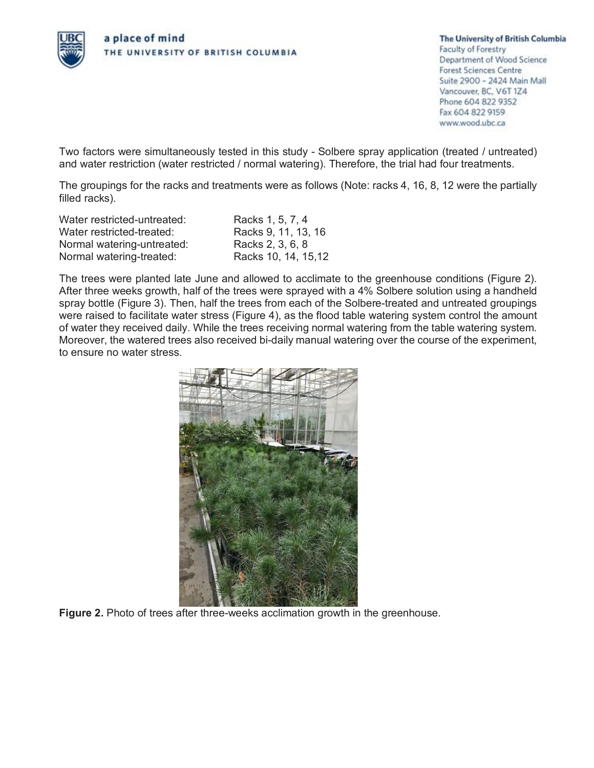Two factors were simultaneously tested in this study - Solbere spray application (treated / untreated) and water restriction (water restricted / normal watering). Therefore, the trial had four treatments.

The groupings for the racks and treatments were as follows (Note: racks 4, 16, 8, 12 were the partially filled racks).

| | |
|---|---|
| Water restricted-untreated: | Racks 1, 5, 7, 4 |
| Water restricted-treated: | Racks 9, 11, 13, 16 |
| Normal watering-untreated: | Racks 2, 3, 6, 8 |
| Normal watering-treated: | Racks 10, 14, 15,12 |

The trees were planted late June and allowed to acclimate to the greenhouse conditions (Figure 2). After three weeks growth, half of the trees were sprayed with a 4% Solbere solution using a handheld spray bottle (Figure 3). Then, half the trees from each of the Solbere-treated and untreated groupings were raised to facilitate water stress (Figure 4), as the flood table watering system control the amount of water they received daily. While the trees receiving normal watering from the table watering system. Moreover, the watered trees also received bi-daily manual watering over the course of the experiment, to ensure no water stress.

**Figure 2.** Photo of trees after three-weeks acclimation growth in the greenhouse.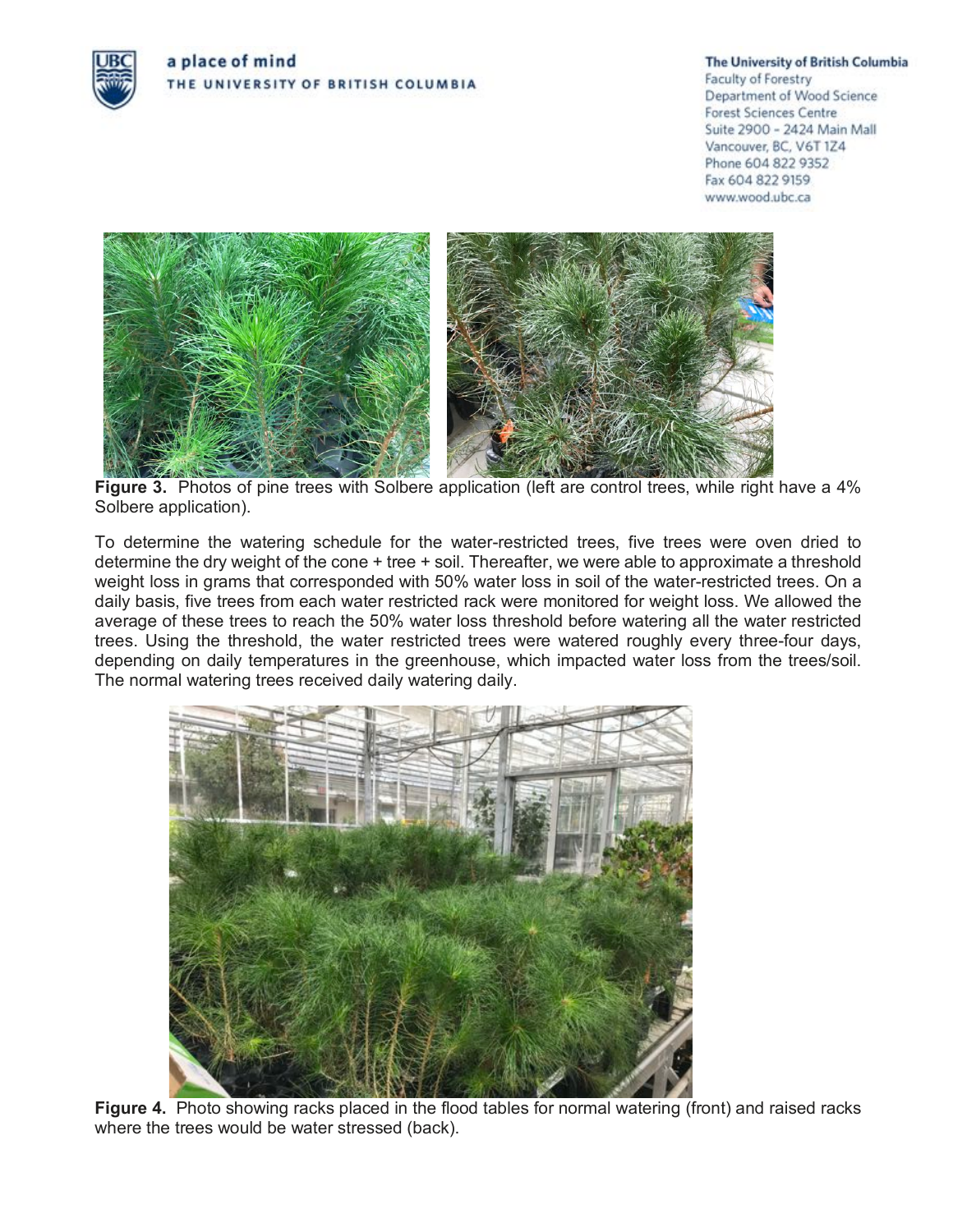**Figure 3.** Photos of pine trees with Solbere application (left are control trees, while right have a 4% Solbere application).

To determine the watering schedule for the water-restricted trees, five trees were oven dried to determine the dry weight of the cone + tree + soil. Thereafter, we were able to approximate a threshold weight loss in grams that corresponded with 50% water loss in soil of the water-restricted trees. On a daily basis, five trees from each water restricted rack were monitored for weight loss. We allowed the average of these trees to reach the 50% water loss threshold before watering all the water restricted trees. Using the threshold, the water restricted trees were watered roughly every three-four days, depending on daily temperatures in the greenhouse, which impacted water loss from the trees/soil. The normal watering trees received daily watering daily.

**Figure 4.** Photo showing racks placed in the flood tables for normal watering (front) and raised racks where the trees would be water stressed (back).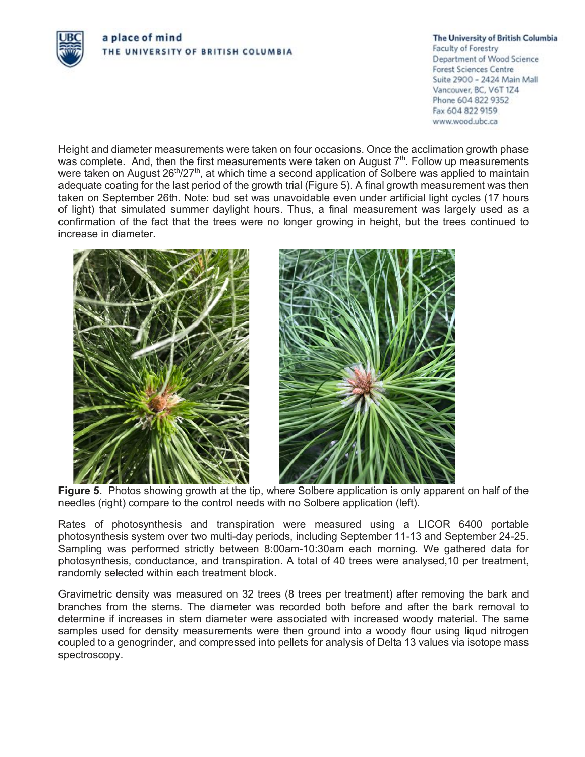Height and diameter measurements were taken on four occasions. Once the acclimation growth phase was complete. And, then the first measurements were taken on August 7th. Follow up measurements were taken on August 26th/27th, at which time a second application of Solbere was applied to maintain adequate coating for the last period of the growth trial (Figure 5). A final growth measurement was then taken on September 26th. Note: bud set was unavoidable even under artificial light cycles (17 hours of light) that simulated summer daylight hours. Thus, a final measurement was largely used as a confirmation of the fact that the trees were no longer growing in height, but the trees continued to increase in diameter.

**Figure 5.** Photos showing growth at the tip, where Solbere application is only apparent on half of the needles (right) compare to the control needs with no Solbere application (left).

Rates of photosynthesis and transpiration were measured using a LICOR 6400 portable photosynthesis system over two multi-day periods, including September 11-13 and September 24-25. Sampling was performed strictly between 8:00am-10:30am each morning. We gathered data for photosynthesis, conductance, and transpiration. A total of 40 trees were analysed,10 per treatment, randomly selected within each treatment block.

Gravimetric density was measured on 32 trees (8 trees per treatment) after removing the bark and branches from the stems. The diameter was recorded both before and after the bark removal to determine if increases in stem diameter were associated with increased woody material. The same samples used for density measurements were then ground into a woody flour using liqud nitrogen coupled to a genogrinder, and compressed into pellets for analysis of Delta 13 values via isotope mass spectroscopy.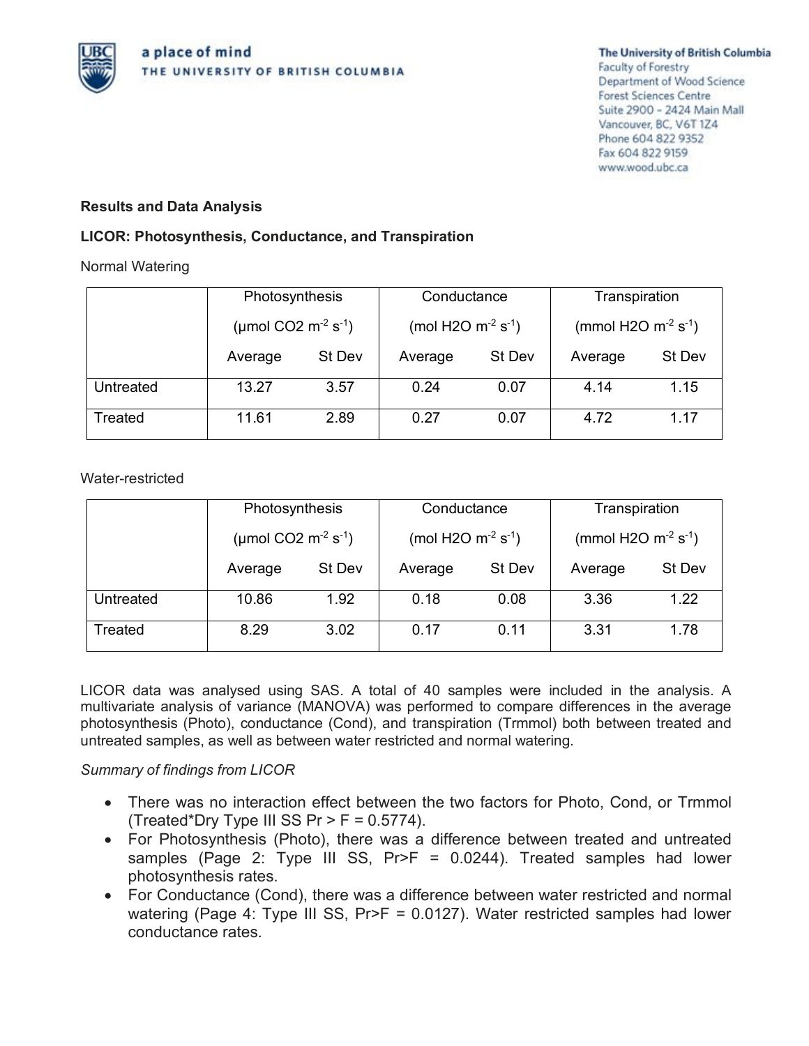**Results and Data Analysis**

**LICOR: Photosynthesis, Conductance, and Transpiration**

Normal Watering

| | Photosynthesis ($\mu$mol $CO_2$ $m^{-2}$ $s^{-1}$) | | Conductance (mol $H_2O$ $m^{-2}$ $s^{-1}$) | | Transpiration (mmol $H_2O$ $m^{-2}$ $s^{-1}$) | |
|---|---|---|---|---|---|---|
| | Average | St Dev | Average | St Dev | Average | St Dev |
| Untreated | 13.27 | 3.57 | 0.24 | 0.07 | 4.14 | 1.15 |
| Treated | 11.61 | 2.89 | 0.27 | 0.07 | 4.72 | 1.17 |

Water-restricted

| | Photosynthesis ($\mu$mol $CO_2$ $m^{-2}$ $s^{-1}$) | | Conductance (mol $H_2O$ $m^{-2}$ $s^{-1}$) | | Transpiration (mmol $H_2O$ $m^{-2}$ $s^{-1}$) | |
|---|---|---|---|---|---|---|
| | Average | St Dev | Average | St Dev | Average | St Dev |
| Untreated | 10.86 | 1.92 | 0.18 | 0.08 | 3.36 | 1.22 |
| Treated | 8.29 | 3.02 | 0.17 | 0.11 | 3.31 | 1.78 |

LICOR data was analysed using SAS. A total of 40 samples were included in the analysis. A multivariate analysis of variance (MANOVA) was performed to compare differences in the average photosynthesis (Photo), conductance (Cond), and transpiration (Trmmol) both between treated and untreated samples, as well as between water restricted and normal watering.

*Summary of findings from LICOR*

- There was no interaction effect between the two factors for Photo, Cond, or Trmmol (Treated*Dry Type III SS Pr > F = 0.5774).
- For Photosynthesis (Photo), there was a difference between treated and untreated samples (Page 2: Type III SS, Pr>F = 0.0244). Treated samples had lower photosynthesis rates.
- For Conductance (Cond), there was a difference between water restricted and normal watering (Page 4: Type III SS, Pr>F = 0.0127). Water restricted samples had lower conductance rates.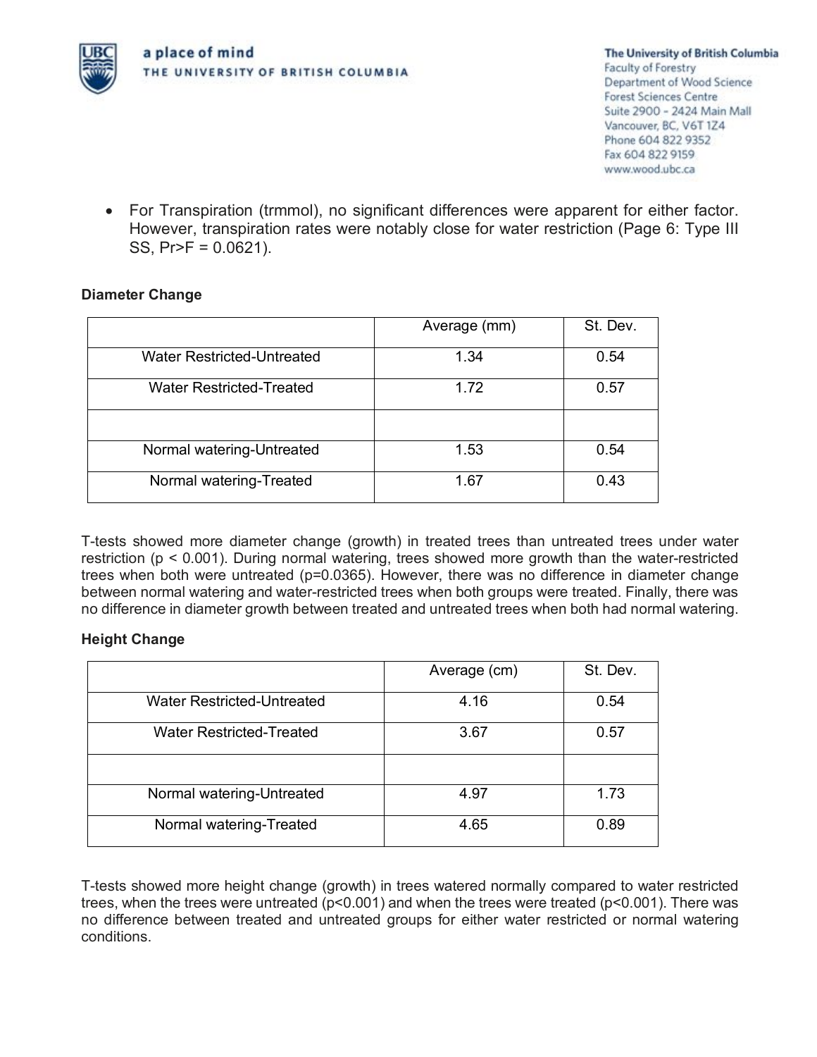- For Transpiration (trmmol), no significant differences were apparent for either factor. However, transpiration rates were notably close for water restriction (Page 6: Type III SS, Pr>F = 0.0621).

**Diameter Change**

| | Average (mm) | St. Dev. |
|---|---|---|
| Water Restricted-Untreated | 1.34 | 0.54 |
| Water Restricted-Treated | 1.72 | 0.57 |
| | | |
| Normal watering-Untreated | 1.53 | 0.54 |
| Normal watering-Treated | 1.67 | 0.43 |

T-tests showed more diameter change (growth) in treated trees than untreated trees under water restriction ($p < 0.001$). During normal watering, trees showed more growth than the water-restricted trees when both were untreated ($p=0.0365$). However, there was no difference in diameter change between normal watering and water-restricted trees when both groups were treated. Finally, there was no difference in diameter growth between treated and untreated trees when both had normal watering.

**Height Change**

| | Average (cm) | St. Dev. |
|---|---|---|
| Water Restricted-Untreated | 4.16 | 0.54 |
| Water Restricted-Treated | 3.67 | 0.57 |
| | | |
| Normal watering-Untreated | 4.97 | 1.73 |
| Normal watering-Treated | 4.65 | 0.89 |

T-tests showed more height change (growth) in trees watered normally compared to water restricted trees, when the trees were untreated ($p<0.001$) and when the trees were treated ($p<0.001$). There was no difference between treated and untreated groups for either water restricted or normal watering conditions.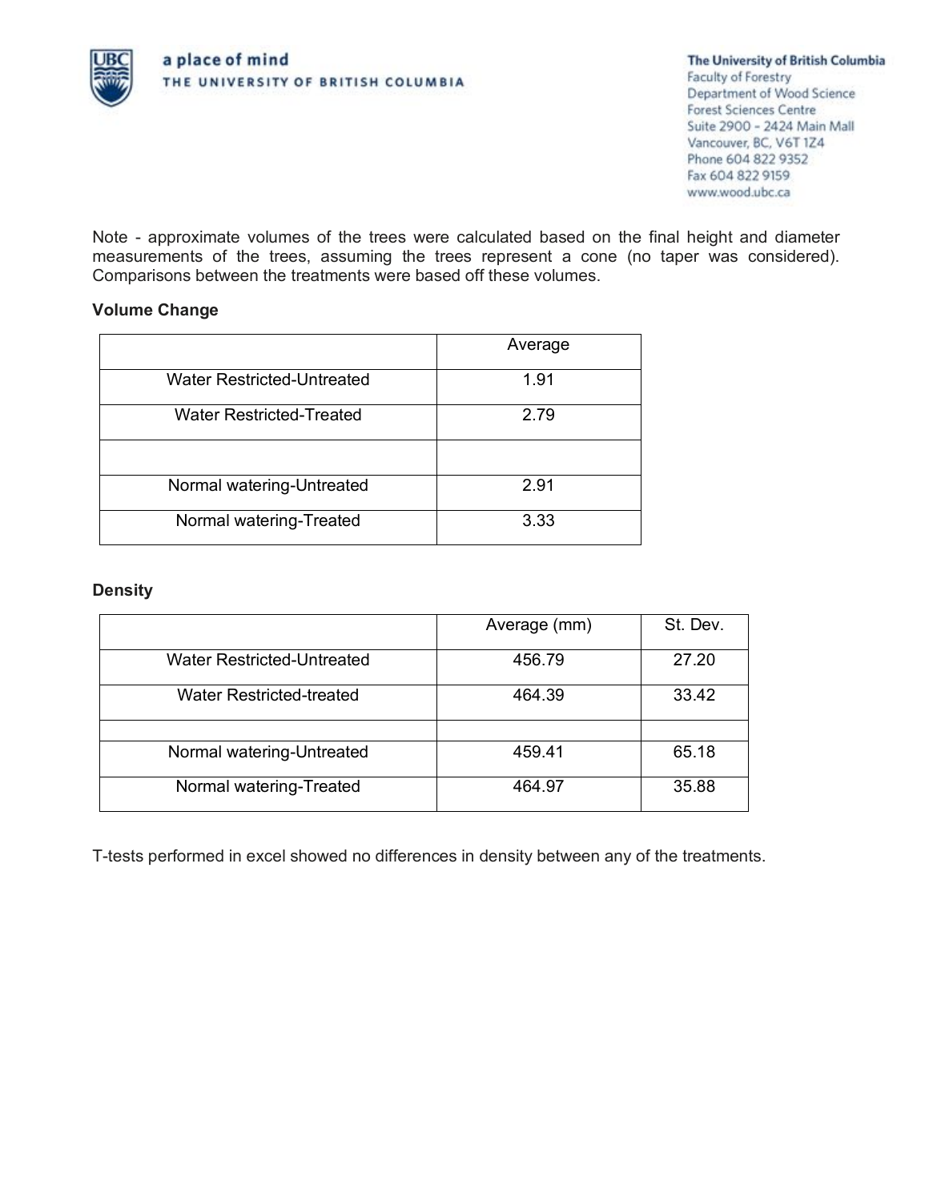Note - approximate volumes of the trees were calculated based on the final height and diameter measurements of the trees, assuming the trees represent a cone (no taper was considered). Comparisons between the treatments were based off these volumes.

**Volume Change**

| | Average |
|---|---|
| Water Restricted-Untreated | 1.91 |
| Water Restricted-Treated | 2.79 |
| | |
| Normal watering-Untreated | 2.91 |
| Normal watering-Treated | 3.33 |

**Density**

| | Average (mm) | St. Dev. |
|---|---|---|
| Water Restricted-Untreated | 456.79 | 27.20 |
| Water Restricted-treated | 464.39 | 33.42 |
| | | |
| Normal watering-Untreated | 459.41 | 65.18 |
| Normal watering-Treated | 464.97 | 35.88 |

T-tests performed in excel showed no differences in density between any of the treatments.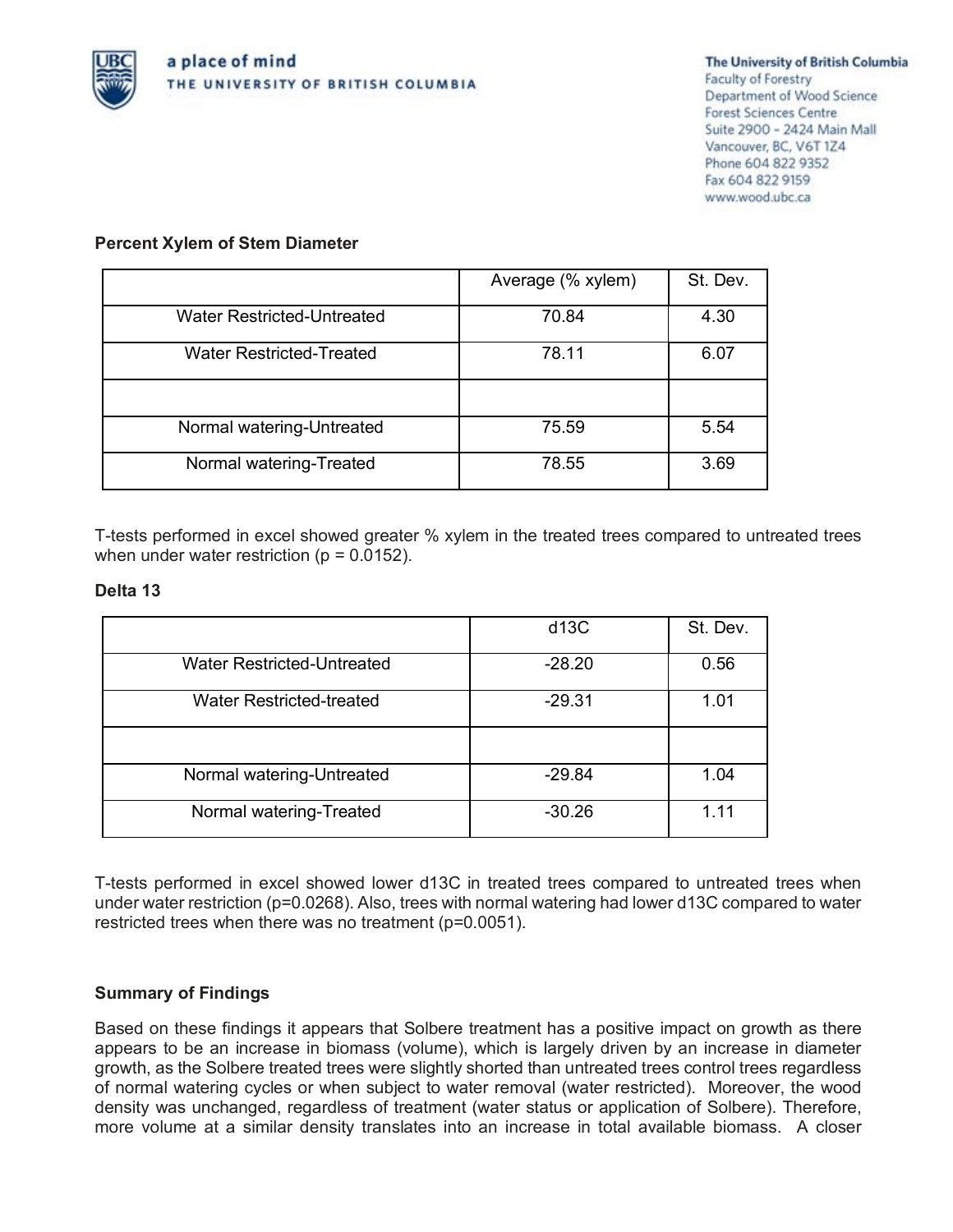**Percent Xylem of Stem Diameter**

| | Average (% xylem) | St. Dev. |
|---|---|---|
| Water Restricted-Untreated | 70.84 | 4.30 |
| Water Restricted-Treated | 78.11 | 6.07 |
| | | |
| Normal watering-Untreated | 75.59 | 5.54 |
| Normal watering-Treated | 78.55 | 3.69 |

T-tests performed in excel showed greater % xylem in the treated trees compared to untreated trees when under water restriction ($p = 0.0152$).

**Delta 13**

| | d13C | St. Dev. |
|---|---|---|
| Water Restricted-Untreated | -28.20 | 0.56 |
| Water Restricted-treated | -29.31 | 1.01 |
| | | |
| Normal watering-Untreated | -29.84 | 1.04 |
| Normal watering-Treated | -30.26 | 1.11 |

T-tests performed in excel showed lower d13C in treated trees compared to untreated trees when under water restriction ($p=0.0268$). Also, trees with normal watering had lower d13C compared to water restricted trees when there was no treatment ($p=0.0051$).

**Summary of Findings**

Based on these findings it appears that Solbere treatment has a positive impact on growth as there appears to be an increase in biomass (volume), which is largely driven by an increase in diameter growth, as the Solbere treated trees were slightly shorted than untreated trees control trees regardless of normal watering cycles or when subject to water removal (water restricted). Moreover, the wood density was unchanged, regardless of treatment (water status or application of Solbere). Therefore, more volume at a similar density translates into an increase in total available biomass. A closer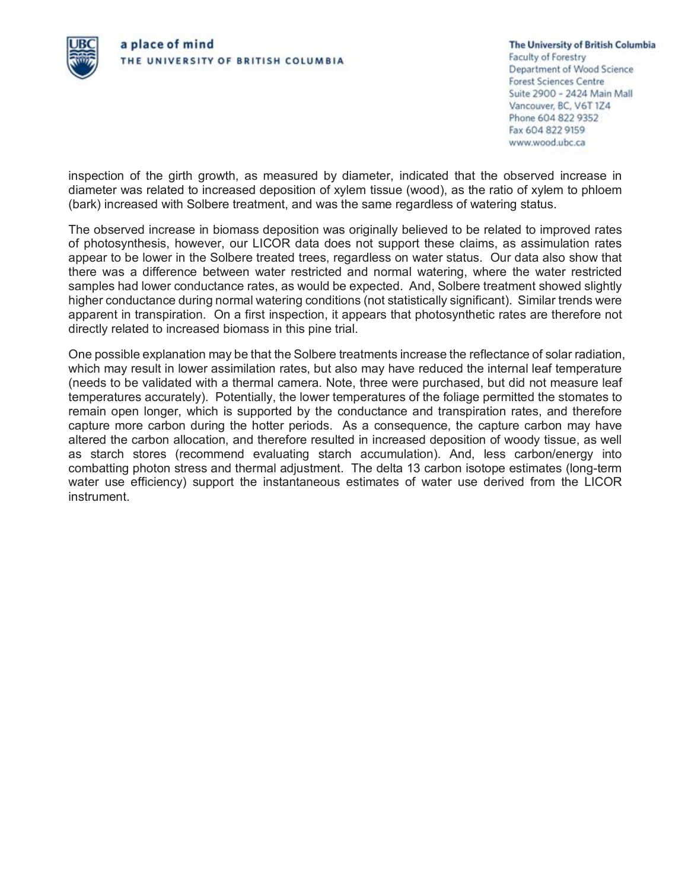inspection of the girth growth, as measured by diameter, indicated that the observed increase in diameter was related to increased deposition of xylem tissue (wood), as the ratio of xylem to phloem (bark) increased with Solbere treatment, and was the same regardless of watering status.

The observed increase in biomass deposition was originally believed to be related to improved rates of photosynthesis, however, our LICOR data does not support these claims, as assimulation rates appear to be lower in the Solbere treated trees, regardless on water status. Our data also show that there was a difference between water restricted and normal watering, where the water restricted samples had lower conductance rates, as would be expected. And, Solbere treatment showed slightly higher conductance during normal watering conditions (not statistically significant). Similar trends were apparent in transpiration. On a first inspection, it appears that photosynthetic rates are therefore not directly related to increased biomass in this pine trial.

One possible explanation may be that the Solbere treatments increase the reflectance of solar radiation, which may result in lower assimilation rates, but also may have reduced the internal leaf temperature (needs to be validated with a thermal camera. Note, three were purchased, but did not measure leaf temperatures accurately). Potentially, the lower temperatures of the foliage permitted the stomates to remain open longer, which is supported by the conductance and transpiration rates, and therefore capture more carbon during the hotter periods. As a consequence, the capture carbon may have altered the carbon allocation, and therefore resulted in increased deposition of woody tissue, as well as starch stores (recommend evaluating starch accumulation). And, less carbon/energy into combatting photon stress and thermal adjustment. The delta 13 carbon isotope estimates (long-term water use efficiency) support the instantaneous estimates of water use derived from the LICOR instrument.